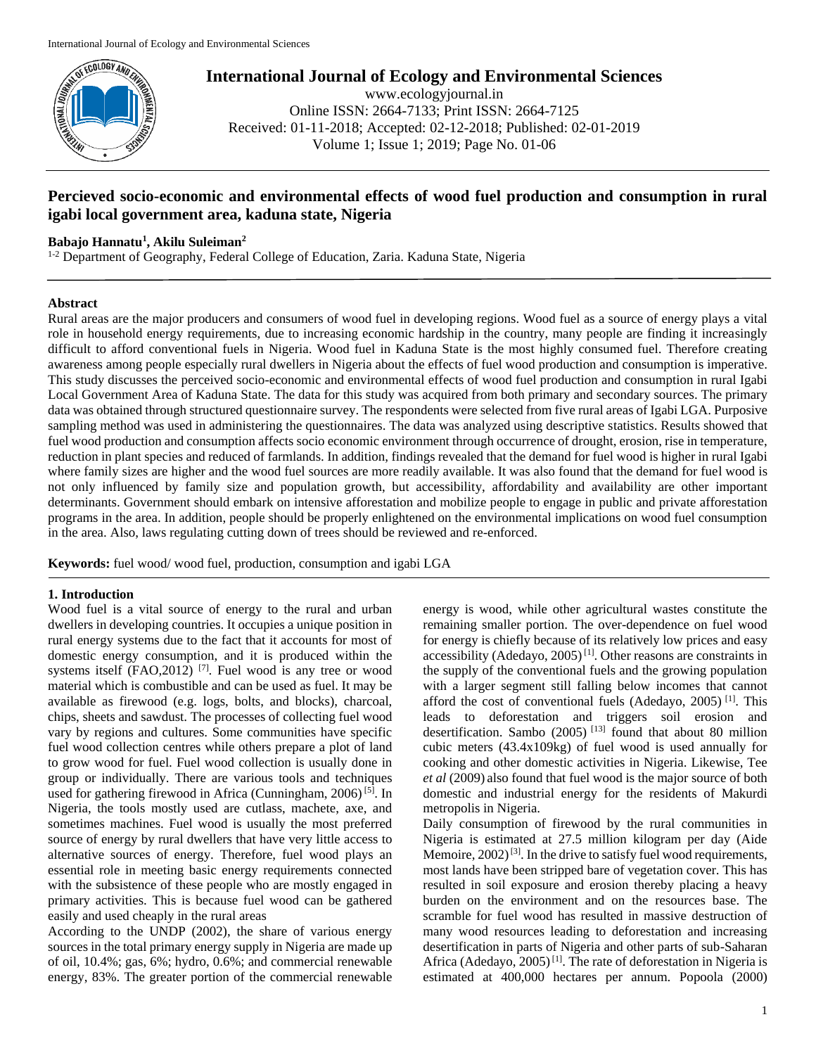# Percieved socio-economic and environmental effects of wood fuel production and consumption in rural igabi local government area, kaduna state, Nigeria

**Babajo Hannatu[1], Akilu Suleiman[2]**

[1-2] Department of Geography, Federal College of Education, Zaria. Kaduna State, Nigeria

## Abstract

Rural areas are the major producers and consumers of wood fuel in developing regions. Wood fuel as a source of energy plays a vital role in household energy requirements, due to increasing economic hardship in the country, many people are finding it increasingly difficult to afford conventional fuels in Nigeria. Wood fuel in Kaduna State is the most highly consumed fuel. Therefore creating awareness among people especially rural dwellers in Nigeria about the effects of fuel wood production and consumption is imperative. This study discusses the perceived socio-economic and environmental effects of wood fuel production and consumption in rural Igabi Local Government Area of Kaduna State. The data for this study was acquired from both primary and secondary sources. The primary data was obtained through structured questionnaire survey. The respondents were selected from five rural areas of Igabi LGA. Purposive sampling method was used in administering the questionnaires. The data was analyzed using descriptive statistics. Results showed that fuel wood production and consumption affects socio economic environment through occurrence of drought, erosion, rise in temperature, reduction in plant species and reduced of farmlands. In addition, findings revealed that the demand for fuel wood is higher in rural Igabi where family sizes are higher and the wood fuel sources are more readily available. It was also found that the demand for fuel wood is not only influenced by family size and population growth, but accessibility, affordability and availability are other important determinants. Government should embark on intensive afforestation and mobilize people to engage in public and private afforestation programs in the area. In addition, people should be properly enlightened on the environmental implications on wood fuel consumption in the area. Also, laws regulating cutting down of trees should be reviewed and re-enforced.

**Keywords:** fuel wood/ wood fuel, production, consumption and igabi LGA

## 1. Introduction

Wood fuel is a vital source of energy to the rural and urban dwellers in developing countries. It occupies a unique position in rural energy systems due to the fact that it accounts for most of domestic energy consumption, and it is produced within the systems itself (FAO,2012) [7]. Fuel wood is any tree or wood material which is combustible and can be used as fuel. It may be available as firewood (e.g. logs, bolts, and blocks), charcoal, chips, sheets and sawdust. The processes of collecting fuel wood vary by regions and cultures. Some communities have specific fuel wood collection centres while others prepare a plot of land to grow wood for fuel. Fuel wood collection is usually done in group or individually. There are various tools and techniques used for gathering firewood in Africa (Cunningham, 2006) [5]. In Nigeria, the tools mostly used are cutlass, machete, axe, and sometimes machines. Fuel wood is usually the most preferred source of energy by rural dwellers that have very little access to alternative sources of energy. Therefore, fuel wood plays an essential role in meeting basic energy requirements connected with the subsistence of these people who are mostly engaged in primary activities. This is because fuel wood can be gathered easily and used cheaply in the rural areas

According to the UNDP (2002), the share of various energy sources in the total primary energy supply in Nigeria are made up of oil, 10.4%; gas, 6%; hydro, 0.6%; and commercial renewable energy, 83%. The greater portion of the commercial renewable energy is wood, while other agricultural wastes constitute the remaining smaller portion. The over-dependence on fuel wood for energy is chiefly because of its relatively low prices and easy accessibility (Adedayo, 2005) [1]. Other reasons are constraints in the supply of the conventional fuels and the growing population with a larger segment still falling below incomes that cannot afford the cost of conventional fuels (Adedayo, 2005) [1]. This leads to deforestation and triggers soil erosion and desertification. Sambo (2005) [13] found that about 80 million cubic meters (43.4x109kg) of fuel wood is used annually for cooking and other domestic activities in Nigeria. Likewise, Tee *et al* (2009) also found that fuel wood is the major source of both domestic and industrial energy for the residents of Makurdi metropolis in Nigeria.

Daily consumption of firewood by the rural communities in Nigeria is estimated at 27.5 million kilogram per day (Aide Memoire, 2002) [3]. In the drive to satisfy fuel wood requirements, most lands have been stripped bare of vegetation cover. This has resulted in soil exposure and erosion thereby placing a heavy burden on the environment and on the resources base. The scramble for fuel wood has resulted in massive destruction of many wood resources leading to deforestation and increasing desertification in parts of Nigeria and other parts of sub-Saharan Africa (Adedayo, 2005) [1]. The rate of deforestation in Nigeria is estimated at 400,000 hectares per annum. Popoola (2000)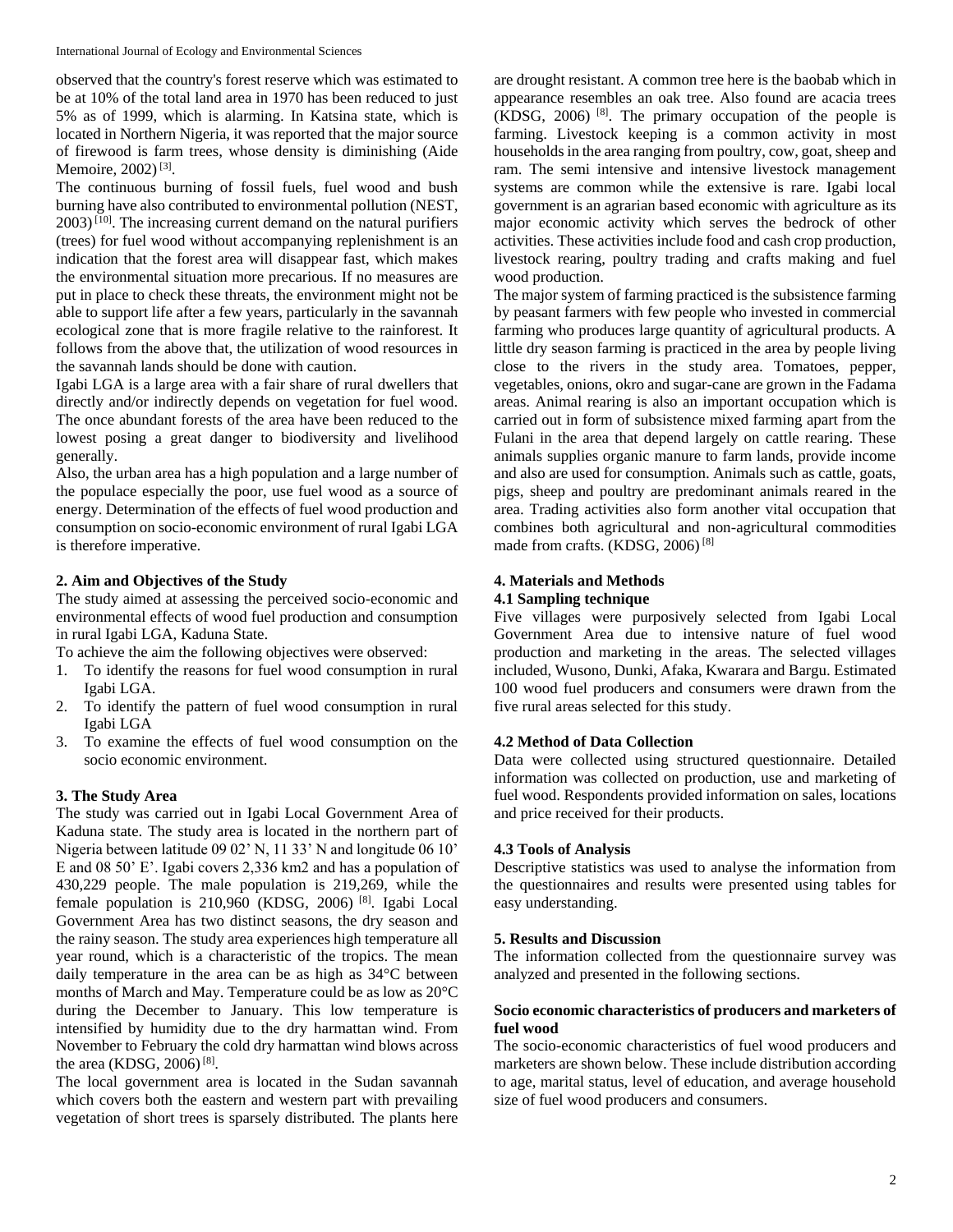observed that the country's forest reserve which was estimated to be at 10% of the total land area in 1970 has been reduced to just 5% as of 1999, which is alarming. In Katsina state, which is located in Northern Nigeria, it was reported that the major source of firewood is farm trees, whose density is diminishing (Aide Memoire, 2002) [3].

The continuous burning of fossil fuels, fuel wood and bush burning have also contributed to environmental pollution (NEST, 2003) [10]. The increasing current demand on the natural purifiers (trees) for fuel wood without accompanying replenishment is an indication that the forest area will disappear fast, which makes the environmental situation more precarious. If no measures are put in place to check these threats, the environment might not be able to support life after a few years, particularly in the savannah ecological zone that is more fragile relative to the rainforest. It follows from the above that, the utilization of wood resources in the savannah lands should be done with caution.

Igabi LGA is a large area with a fair share of rural dwellers that directly and/or indirectly depends on vegetation for fuel wood. The once abundant forests of the area have been reduced to the lowest posing a great danger to biodiversity and livelihood generally.

Also, the urban area has a high population and a large number of the populace especially the poor, use fuel wood as a source of energy. Determination of the effects of fuel wood production and consumption on socio-economic environment of rural Igabi LGA is therefore imperative.

## 2. Aim and Objectives of the Study

The study aimed at assessing the perceived socio-economic and environmental effects of wood fuel production and consumption in rural Igabi LGA, Kaduna State.

To achieve the aim the following objectives were observed:

1. To identify the reasons for fuel wood consumption in rural Igabi LGA.
2. To identify the pattern of fuel wood consumption in rural Igabi LGA
3. To examine the effects of fuel wood consumption on the socio economic environment.

## 3. The Study Area

The study was carried out in Igabi Local Government Area of Kaduna state. The study area is located in the northern part of Nigeria between latitude 09 02' N, 11 33' N and longitude 06 10' E and 08 50' E'. Igabi covers 2,336 km2 and has a population of 430,229 people. The male population is 219,269, while the female population is 210,960 (KDSG, 2006) [8]. Igabi Local Government Area has two distinct seasons, the dry season and the rainy season. The study area experiences high temperature all year round, which is a characteristic of the tropics. The mean daily temperature in the area can be as high as 34°C between months of March and May. Temperature could be as low as 20°C during the December to January. This low temperature is intensified by humidity due to the dry harmattan wind. From November to February the cold dry harmattan wind blows across the area (KDSG, 2006) [8].

The local government area is located in the Sudan savannah which covers both the eastern and western part with prevailing vegetation of short trees is sparsely distributed. The plants here are drought resistant. A common tree here is the baobab which in appearance resembles an oak tree. Also found are acacia trees (KDSG, 2006) [8]. The primary occupation of the people is farming. Livestock keeping is a common activity in most households in the area ranging from poultry, cow, goat, sheep and ram. The semi intensive and intensive livestock management systems are common while the extensive is rare. Igabi local government is an agrarian based economic with agriculture as its major economic activity which serves the bedrock of other activities. These activities include food and cash crop production, livestock rearing, poultry trading and crafts making and fuel wood production.

The major system of farming practiced is the subsistence farming by peasant farmers with few people who invested in commercial farming who produces large quantity of agricultural products. A little dry season farming is practiced in the area by people living close to the rivers in the study area. Tomatoes, pepper, vegetables, onions, okro and sugar-cane are grown in the Fadama areas. Animal rearing is also an important occupation which is carried out in form of subsistence mixed farming apart from the Fulani in the area that depend largely on cattle rearing. These animals supplies organic manure to farm lands, provide income and also are used for consumption. Animals such as cattle, goats, pigs, sheep and poultry are predominant animals reared in the area. Trading activities also form another vital occupation that combines both agricultural and non-agricultural commodities made from crafts. (KDSG, 2006) [8]

## 4. Materials and Methods

### 4.1 Sampling technique

Five villages were purposively selected from Igabi Local Government Area due to intensive nature of fuel wood production and marketing in the areas. The selected villages included, Wusono, Dunki, Afaka, Kwarara and Bargu. Estimated 100 wood fuel producers and consumers were drawn from the five rural areas selected for this study.

### 4.2 Method of Data Collection

Data were collected using structured questionnaire. Detailed information was collected on production, use and marketing of fuel wood. Respondents provided information on sales, locations and price received for their products.

### 4.3 Tools of Analysis

Descriptive statistics was used to analyse the information from the questionnaires and results were presented using tables for easy understanding.

## 5. Results and Discussion

The information collected from the questionnaire survey was analyzed and presented in the following sections.

### Socio economic characteristics of producers and marketers of fuel wood

The socio-economic characteristics of fuel wood producers and marketers are shown below. These include distribution according to age, marital status, level of education, and average household size of fuel wood producers and consumers.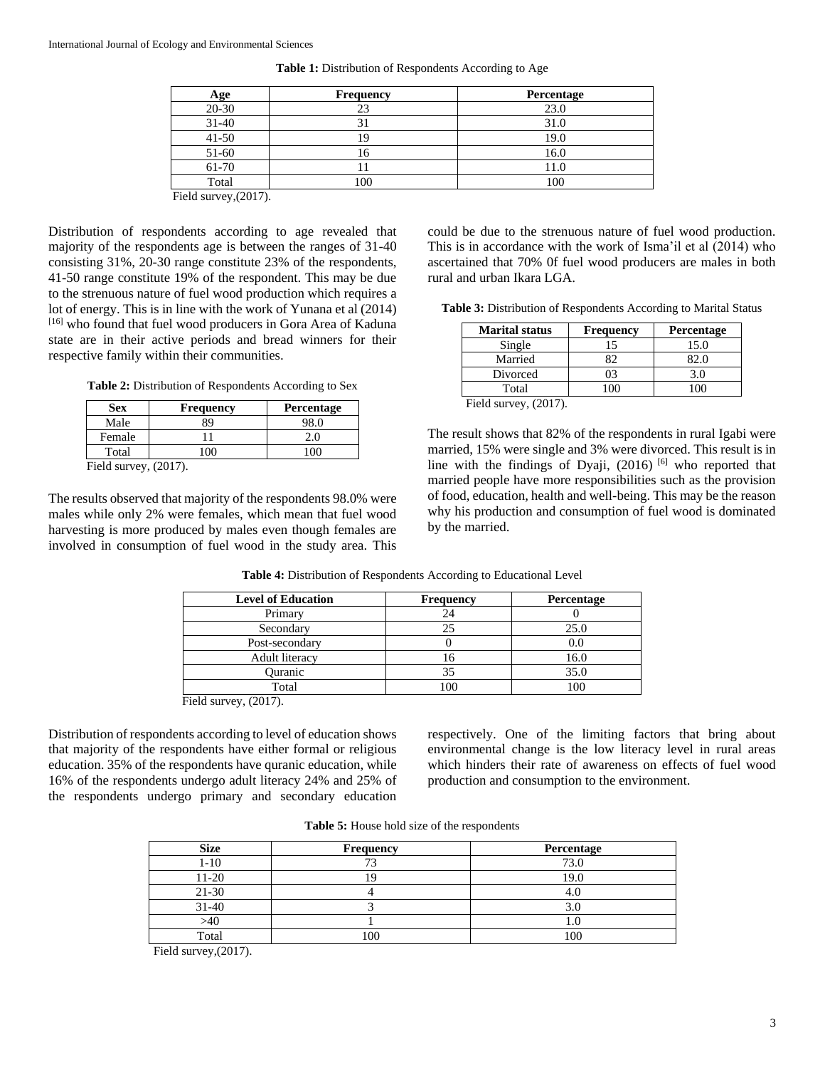**Table 1:** Distribution of Respondents According to Age

| Age | Frequency | Percentage |
|---|---|---|
| 20-30 | 23 | 23.0 |
| 31-40 | 31 | 31.0 |
| 41-50 | 19 | 19.0 |
| 51-60 | 16 | 16.0 |
| 61-70 | 11 | 11.0 |
| Total | 100 | 100 |

Field survey,(2017).

Distribution of respondents according to age revealed that majority of the respondents age is between the ranges of 31-40 consisting 31%, 20-30 range constitute 23% of the respondents, 41-50 range constitute 19% of the respondent. This may be due to the strenuous nature of fuel wood production which requires a lot of energy. This is in line with the work of Yunana et al (2014) [16] who found that fuel wood producers in Gora Area of Kaduna state are in their active periods and bread winners for their respective family within their communities.

**Table 2:** Distribution of Respondents According to Sex

| Sex | Frequency | Percentage |
|---|---|---|
| Male | 89 | 98.0 |
| Female | 11 | 2.0 |
| Total | 100 | 100 |

Field survey, (2017).

The results observed that majority of the respondents 98.0% were males while only 2% were females, which mean that fuel wood harvesting is more produced by males even though females are involved in consumption of fuel wood in the study area. This could be due to the strenuous nature of fuel wood production. This is in accordance with the work of Isma'il et al (2014) who ascertained that 70% 0f fuel wood producers are males in both rural and urban Ikara LGA.

**Table 3:** Distribution of Respondents According to Marital Status

| Marital status | Frequency | Percentage |
|---|---|---|
| Single | 15 | 15.0 |
| Married | 82 | 82.0 |
| Divorced | 03 | 3.0 |
| Total | 100 | 100 |

Field survey, (2017).

The result shows that 82% of the respondents in rural Igabi were married, 15% were single and 3% were divorced. This result is in line with the findings of Dyaji, (2016) [6] who reported that married people have more responsibilities such as the provision of food, education, health and well-being. This may be the reason why his production and consumption of fuel wood is dominated by the married.

**Table 4:** Distribution of Respondents According to Educational Level

| Level of Education | Frequency | Percentage |
|---|---|---|
| Primary | 24 | 0 |
| Secondary | 25 | 25.0 |
| Post-secondary | 0 | 0.0 |
| Adult literacy | 16 | 16.0 |
| Quranic | 35 | 35.0 |
| Total | 100 | 100 |

Field survey, (2017).

Distribution of respondents according to level of education shows that majority of the respondents have either formal or religious education. 35% of the respondents have quranic education, while 16% of the respondents undergo adult literacy 24% and 25% of the respondents undergo primary and secondary education respectively. One of the limiting factors that bring about environmental change is the low literacy level in rural areas which hinders their rate of awareness on effects of fuel wood production and consumption to the environment.

**Table 5:** House hold size of the respondents

| Size | Frequency | Percentage |
|---|---|---|
| 1-10 | 73 | 73.0 |
| 11-20 | 19 | 19.0 |
| 21-30 | 4 | 4.0 |
| 31-40 | 3 | 3.0 |
| >40 | 1 | 1.0 |
| Total | 100 | 100 |

Field survey,(2017).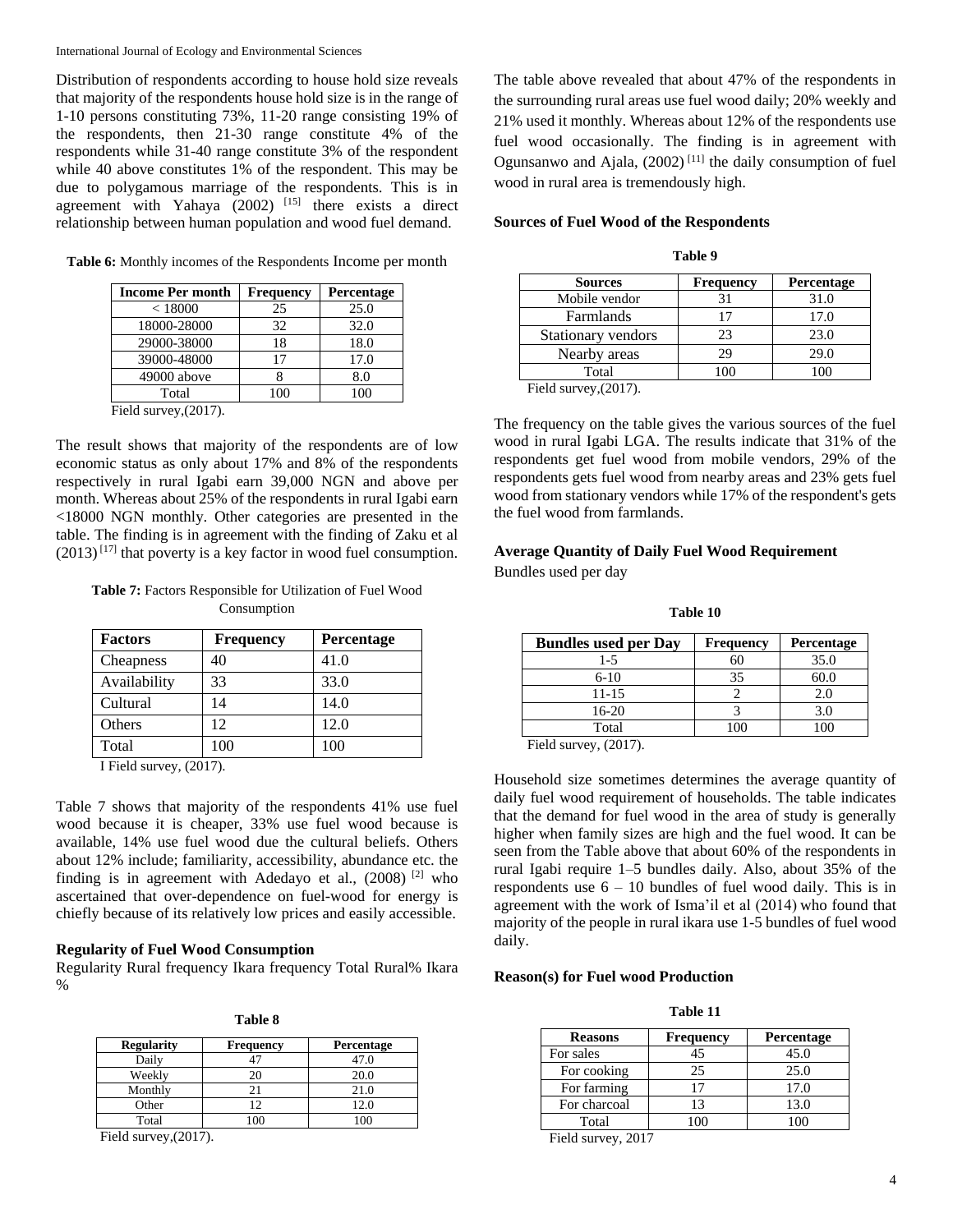Distribution of respondents according to house hold size reveals that majority of the respondents house hold size is in the range of 1-10 persons constituting 73%, 11-20 range consisting 19% of the respondents, then 21-30 range constitute 4% of the respondents while 31-40 range constitute 3% of the respondent while 40 above constitutes 1% of the respondent. This may be due to polygamous marriage of the respondents. This is in agreement with Yahaya (2002) [15] there exists a direct relationship between human population and wood fuel demand.

**Table 6:** Monthly incomes of the Respondents Income per month

| Income Per month | Frequency | Percentage |
|---|---|---|
| < 18000 | 25 | 25.0 |
| 18000-28000 | 32 | 32.0 |
| 29000-38000 | 18 | 18.0 |
| 39000-48000 | 17 | 17.0 |
| 49000 above | 8 | 8.0 |
| Total | 100 | 100 |

Field survey,(2017).

The result shows that majority of the respondents are of low economic status as only about 17% and 8% of the respondents respectively in rural Igabi earn 39,000 NGN and above per month. Whereas about 25% of the respondents in rural Igabi earn <18000 NGN monthly. Other categories are presented in the table. The finding is in agreement with the finding of Zaku et al (2013) [17] that poverty is a key factor in wood fuel consumption.

**Table 7:** Factors Responsible for Utilization of Fuel Wood Consumption

| Factors | Frequency | Percentage |
|---|---|---|
| Cheapness | 40 | 41.0 |
| Availability | 33 | 33.0 |
| Cultural | 14 | 14.0 |
| Others | 12 | 12.0 |
| Total | 100 | 100 |

I Field survey, (2017).

Table 7 shows that majority of the respondents 41% use fuel wood because it is cheaper, 33% use fuel wood because is available, 14% use fuel wood due the cultural beliefs. Others about 12% include; familiarity, accessibility, abundance etc. the finding is in agreement with Adedayo et al., (2008) [2] who ascertained that over-dependence on fuel-wood for energy is chiefly because of its relatively low prices and easily accessible.

### Regularity of Fuel Wood Consumption

Regularity Rural frequency Ikara frequency Total Rural% Ikara %

**Table 8**

| Regularity | Frequency | Percentage |
|---|---|---|
| Daily | 47 | 47.0 |
| Weekly | 20 | 20.0 |
| Monthly | 21 | 21.0 |
| Other | 12 | 12.0 |
| Total | 100 | 100 |

Field survey,(2017).

The table above revealed that about 47% of the respondents in the surrounding rural areas use fuel wood daily; 20% weekly and 21% used it monthly. Whereas about 12% of the respondents use fuel wood occasionally. The finding is in agreement with Ogunsanwo and Ajala, (2002) [11] the daily consumption of fuel wood in rural area is tremendously high.

### Sources of Fuel Wood of the Respondents

**Table 9**

| Sources | Frequency | Percentage |
|---|---|---|
| Mobile vendor | 31 | 31.0 |
| Farmlands | 17 | 17.0 |
| Stationary vendors | 23 | 23.0 |
| Nearby areas | 29 | 29.0 |
| Total | 100 | 100 |

Field survey,(2017).

The frequency on the table gives the various sources of the fuel wood in rural Igabi LGA. The results indicate that 31% of the respondents get fuel wood from mobile vendors, 29% of the respondents gets fuel wood from nearby areas and 23% gets fuel wood from stationary vendors while 17% of the respondent's gets the fuel wood from farmlands.

### Average Quantity of Daily Fuel Wood Requirement

Bundles used per day

**Table 10**

| Bundles used per Day | Frequency | Percentage |
|---|---|---|
| 1-5 | 60 | 35.0 |
| 6-10 | 35 | 60.0 |
| 11-15 | 2 | 2.0 |
| 16-20 | 3 | 3.0 |
| Total | 100 | 100 |

Field survey, (2017).

Household size sometimes determines the average quantity of daily fuel wood requirement of households. The table indicates that the demand for fuel wood in the area of study is generally higher when family sizes are high and the fuel wood. It can be seen from the Table above that about 60% of the respondents in rural Igabi require 1–5 bundles daily. Also, about 35% of the respondents use 6 – 10 bundles of fuel wood daily. This is in agreement with the work of Isma'il et al (2014) who found that majority of the people in rural ikara use 1-5 bundles of fuel wood daily.

### Reason(s) for Fuel wood Production

**Table 11**

| Reasons | Frequency | Percentage |
|---|---|---|
| For sales | 45 | 45.0 |
| For cooking | 25 | 25.0 |
| For farming | 17 | 17.0 |
| For charcoal | 13 | 13.0 |
| Total | 100 | 100 |

Field survey, 2017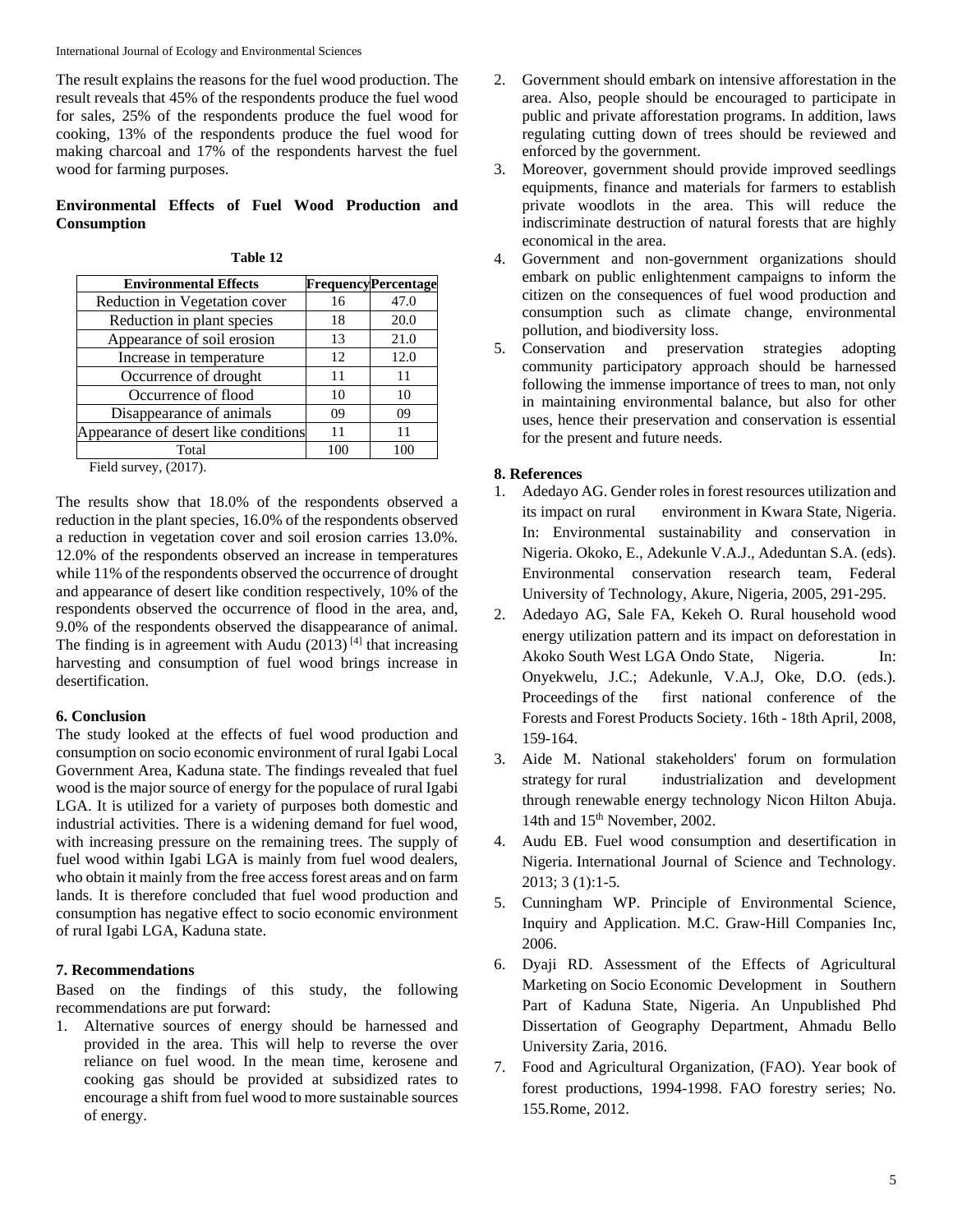The result explains the reasons for the fuel wood production. The result reveals that 45% of the respondents produce the fuel wood for sales, 25% of the respondents produce the fuel wood for cooking, 13% of the respondents produce the fuel wood for making charcoal and 17% of the respondents harvest the fuel wood for farming purposes.

**Environmental Effects of Fuel Wood Production and Consumption**

**Table 12**

| Environmental Effects | Frequency | Percentage |
|---|---|---|
| Reduction in Vegetation cover | 16 | 47.0 |
| Reduction in plant species | 18 | 20.0 |
| Appearance of soil erosion | 13 | 21.0 |
| Increase in temperature | 12 | 12.0 |
| Occurrence of drought | 11 | 11 |
| Occurrence of flood | 10 | 10 |
| Disappearance of animals | 09 | 09 |
| Appearance of desert like conditions | 11 | 11 |
| Total | 100 | 100 |

Field survey, (2017).

The results show that 18.0% of the respondents observed a reduction in the plant species, 16.0% of the respondents observed a reduction in vegetation cover and soil erosion carries 13.0%. 12.0% of the respondents observed an increase in temperatures while 11% of the respondents observed the occurrence of drought and appearance of desert like condition respectively, 10% of the respondents observed the occurrence of flood in the area, and, 9.0% of the respondents observed the disappearance of animal. The finding is in agreement with Audu (2013) [4] that increasing harvesting and consumption of fuel wood brings increase in desertification.

## 6. Conclusion

The study looked at the effects of fuel wood production and consumption on socio economic environment of rural Igabi Local Government Area, Kaduna state. The findings revealed that fuel wood is the major source of energy for the populace of rural Igabi LGA. It is utilized for a variety of purposes both domestic and industrial activities. There is a widening demand for fuel wood, with increasing pressure on the remaining trees. The supply of fuel wood within Igabi LGA is mainly from fuel wood dealers, who obtain it mainly from the free access forest areas and on farm lands. It is therefore concluded that fuel wood production and consumption has negative effect to socio economic environment of rural Igabi LGA, Kaduna state.

## 7. Recommendations

Based on the findings of this study, the following recommendations are put forward:

1. Alternative sources of energy should be harnessed and provided in the area. This will help to reverse the over reliance on fuel wood. In the mean time, kerosene and cooking gas should be provided at subsidized rates to encourage a shift from fuel wood to more sustainable sources of energy.
2. Government should embark on intensive afforestation in the area. Also, people should be encouraged to participate in public and private afforestation programs. In addition, laws regulating cutting down of trees should be reviewed and enforced by the government.
3. Moreover, government should provide improved seedlings equipments, finance and materials for farmers to establish private woodlots in the area. This will reduce the indiscriminate destruction of natural forests that are highly economical in the area.
4. Government and non-government organizations should embark on public enlightenment campaigns to inform the citizen on the consequences of fuel wood production and consumption such as climate change, environmental pollution, and biodiversity loss.
5. Conservation and preservation strategies adopting community participatory approach should be harnessed following the immense importance of trees to man, not only in maintaining environmental balance, but also for other uses, hence their preservation and conservation is essential for the present and future needs.

## 8. References

1. Adedayo AG. Gender roles in forest resources utilization and its impact on rural environment in Kwara State, Nigeria. In: Environmental sustainability and conservation in Nigeria. Okoko, E., Adekunle V.A.J., Adeduntan S.A. (eds). Environmental conservation research team, Federal University of Technology, Akure, Nigeria, 2005, 291-295.
2. Adedayo AG, Sale FA, Kekeh O. Rural household wood energy utilization pattern and its impact on deforestation in Akoko South West LGA Ondo State, Nigeria. In: Onyekwelu, J.C.; Adekunle, V.A.J, Oke, D.O. (eds.). Proceedings of the first national conference of the Forests and Forest Products Society. 16th - 18th April, 2008, 159-164.
3. Aide M. National stakeholders' forum on formulation strategy for rural industrialization and development through renewable energy technology Nicon Hilton Abuja. 14th and 15th November, 2002.
4. Audu EB. Fuel wood consumption and desertification in Nigeria. International Journal of Science and Technology. 2013; 3 (1):1-5.
5. Cunningham WP. Principle of Environmental Science, Inquiry and Application. M.C. Graw-Hill Companies Inc, 2006.
6. Dyaji RD. Assessment of the Effects of Agricultural Marketing on Socio Economic Development in Southern Part of Kaduna State, Nigeria. An Unpublished Phd Dissertation of Geography Department, Ahmadu Bello University Zaria, 2016.
7. Food and Agricultural Organization, (FAO). Year book of forest productions, 1994-1998. FAO forestry series; No. 155.Rome, 2012.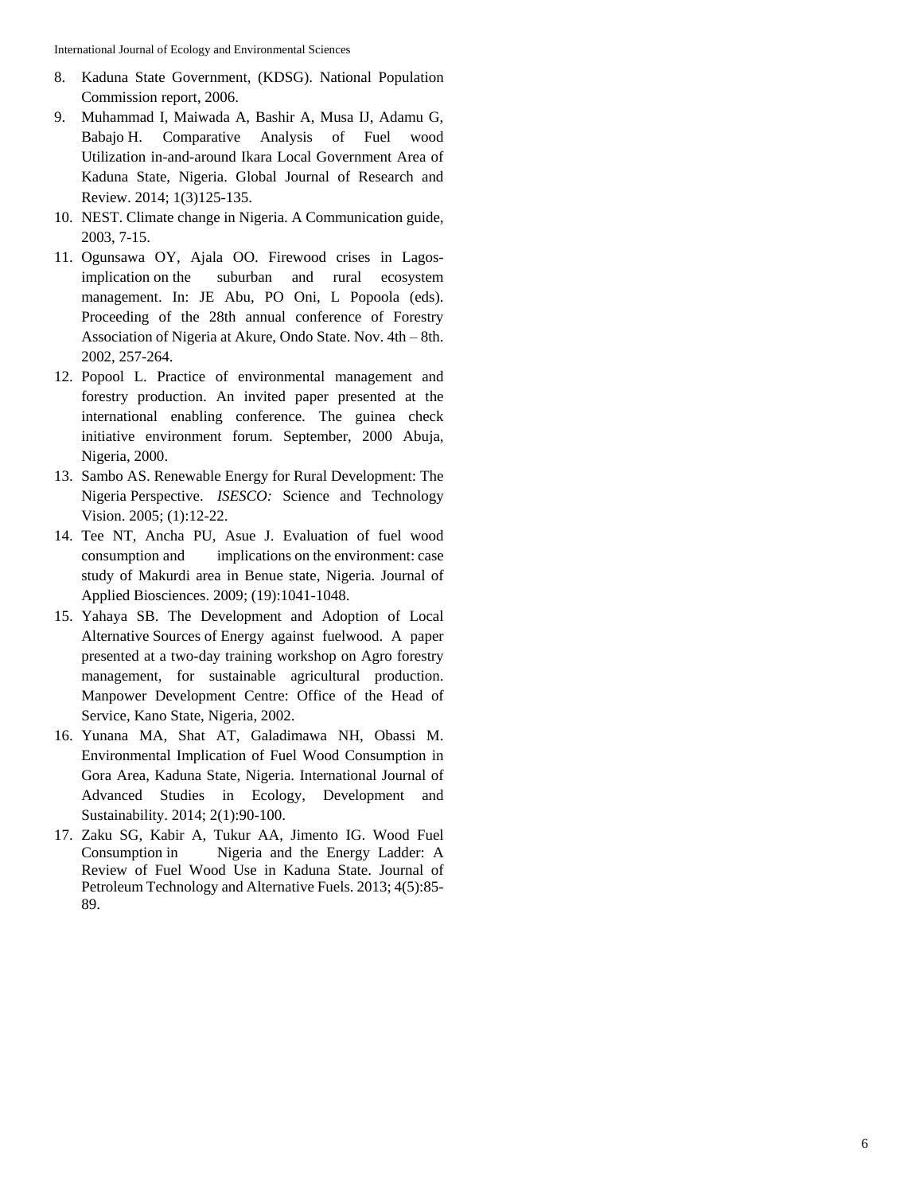8. Kaduna State Government, (KDSG). National Population Commission report, 2006.
9. Muhammad I, Maiwada A, Bashir A, Musa IJ, Adamu G, Babajo H. Comparative Analysis of Fuel wood Utilization in-and-around Ikara Local Government Area of Kaduna State, Nigeria. Global Journal of Research and Review. 2014; 1(3)125-135.
10. NEST. Climate change in Nigeria. A Communication guide, 2003, 7-15.
11. Ogunsawa OY, Ajala OO. Firewood crises in Lagos-implication on the suburban and rural ecosystem management. In: JE Abu, PO Oni, L Popoola (eds). Proceeding of the 28th annual conference of Forestry Association of Nigeria at Akure, Ondo State. Nov. 4th – 8th. 2002, 257-264.
12. Popool L. Practice of environmental management and forestry production. An invited paper presented at the international enabling conference. The guinea check initiative environment forum. September, 2000 Abuja, Nigeria, 2000.
13. Sambo AS. Renewable Energy for Rural Development: The Nigeria Perspective. *ISESCO:* Science and Technology Vision. 2005; (1):12-22.
14. Tee NT, Ancha PU, Asue J. Evaluation of fuel wood consumption and implications on the environment: case study of Makurdi area in Benue state, Nigeria. Journal of Applied Biosciences. 2009; (19):1041-1048.
15. Yahaya SB. The Development and Adoption of Local Alternative Sources of Energy against fuelwood. A paper presented at a two-day training workshop on Agro forestry management, for sustainable agricultural production. Manpower Development Centre: Office of the Head of Service, Kano State, Nigeria, 2002.
16. Yunana MA, Shat AT, Galadimawa NH, Obassi M. Environmental Implication of Fuel Wood Consumption in Gora Area, Kaduna State, Nigeria. International Journal of Advanced Studies in Ecology, Development and Sustainability. 2014; 2(1):90-100.
17. Zaku SG, Kabir A, Tukur AA, Jimento IG. Wood Fuel Consumption in Nigeria and the Energy Ladder: A Review of Fuel Wood Use in Kaduna State. Journal of Petroleum Technology and Alternative Fuels. 2013; 4(5):85-89.